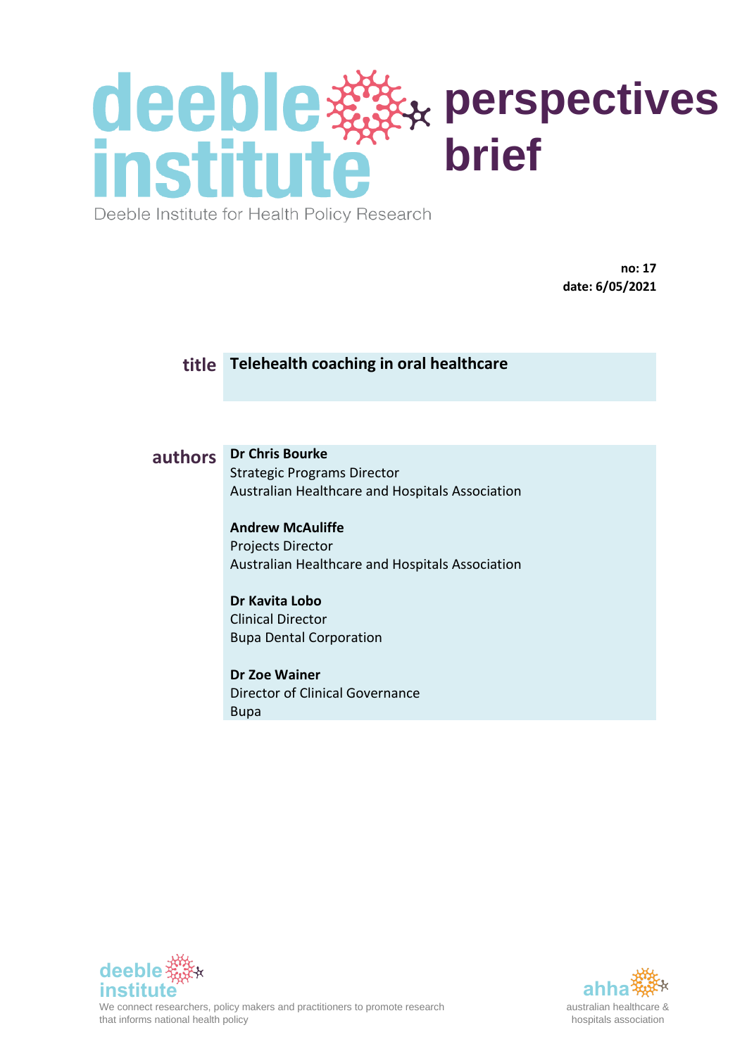# deeble institute perspectives brief

Deeble Institute for Health Policy Research

**no: 17**
**date: 6/05/2021**

**title** **Telehealth coaching in oral healthcare**

**authors**

**Dr Chris Bourke**
Strategic Programs Director
Australian Healthcare and Hospitals Association

**Andrew McAuliffe**
Projects Director
Australian Healthcare and Hospitals Association

**Dr Kavita Lobo**
Clinical Director
Bupa Dental Corporation

**Dr Zoe Wainer**
Director of Clinical Governance
Bupa

deeble institute
We connect researchers, policy makers and practitioners to promote research that informs national health policy

ahha
australian healthcare & hospitals association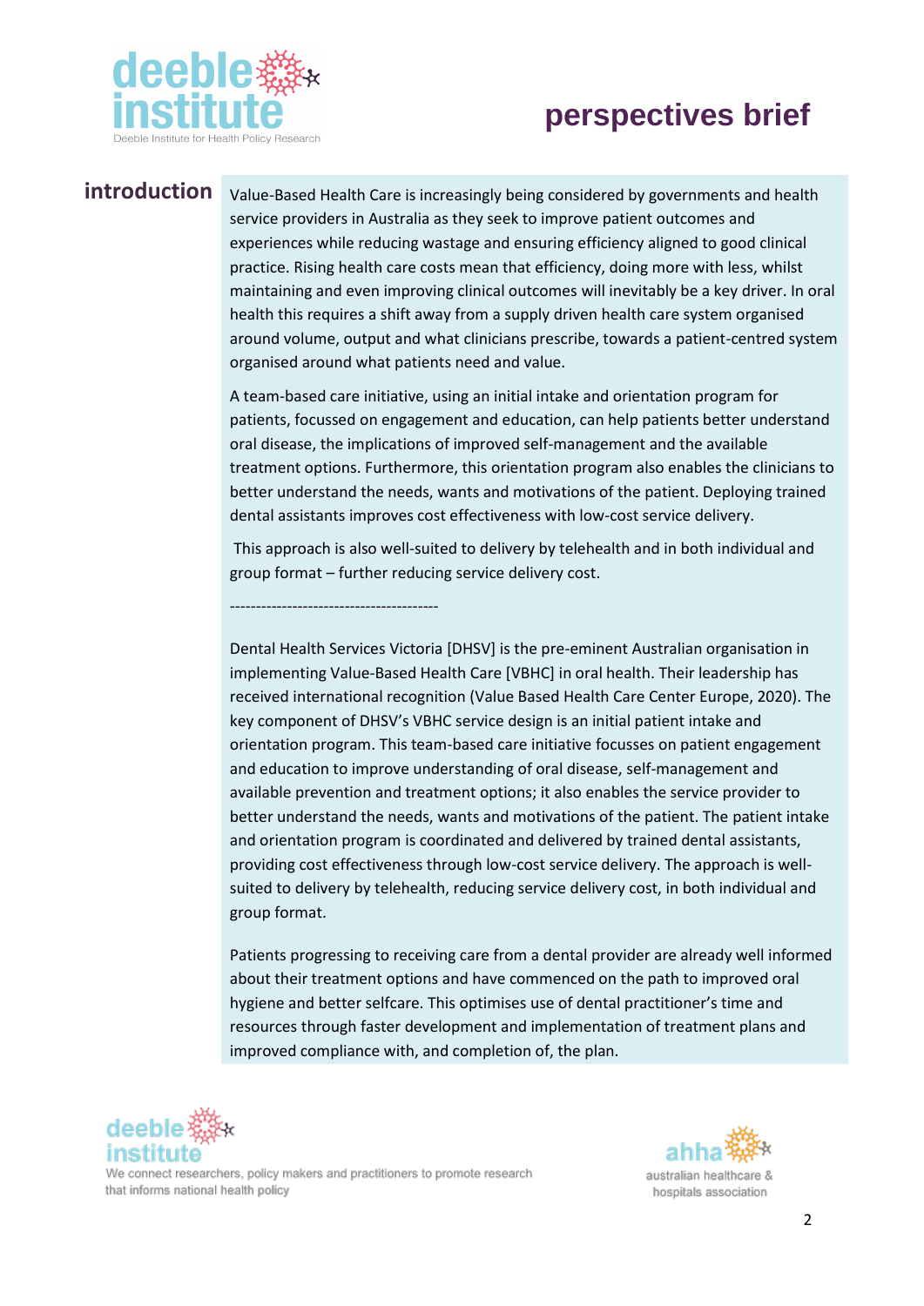## introduction

Value-Based Health Care is increasingly being considered by governments and health service providers in Australia as they seek to improve patient outcomes and experiences while reducing wastage and ensuring efficiency aligned to good clinical practice. Rising health care costs mean that efficiency, doing more with less, whilst maintaining and even improving clinical outcomes will inevitably be a key driver. In oral health this requires a shift away from a supply driven health care system organised around volume, output and what clinicians prescribe, towards a patient-centred system organised around what patients need and value.

A team-based care initiative, using an initial intake and orientation program for patients, focussed on engagement and education, can help patients better understand oral disease, the implications of improved self-management and the available treatment options. Furthermore, this orientation program also enables the clinicians to better understand the needs, wants and motivations of the patient. Deploying trained dental assistants improves cost effectiveness with low-cost service delivery.

This approach is also well-suited to delivery by telehealth and in both individual and group format – further reducing service delivery cost.

----------------------------------------

Dental Health Services Victoria [DHSV] is the pre-eminent Australian organisation in implementing Value-Based Health Care [VBHC] in oral health. Their leadership has received international recognition (Value Based Health Care Center Europe, 2020). The key component of DHSV's VBHC service design is an initial patient intake and orientation program. This team-based care initiative focusses on patient engagement and education to improve understanding of oral disease, self-management and available prevention and treatment options; it also enables the service provider to better understand the needs, wants and motivations of the patient. The patient intake and orientation program is coordinated and delivered by trained dental assistants, providing cost effectiveness through low-cost service delivery. The approach is well-suited to delivery by telehealth, reducing service delivery cost, in both individual and group format.

Patients progressing to receiving care from a dental provider are already well informed about their treatment options and have commenced on the path to improved oral hygiene and better selfcare. This optimises use of dental practitioner's time and resources through faster development and implementation of treatment plans and improved compliance with, and completion of, the plan.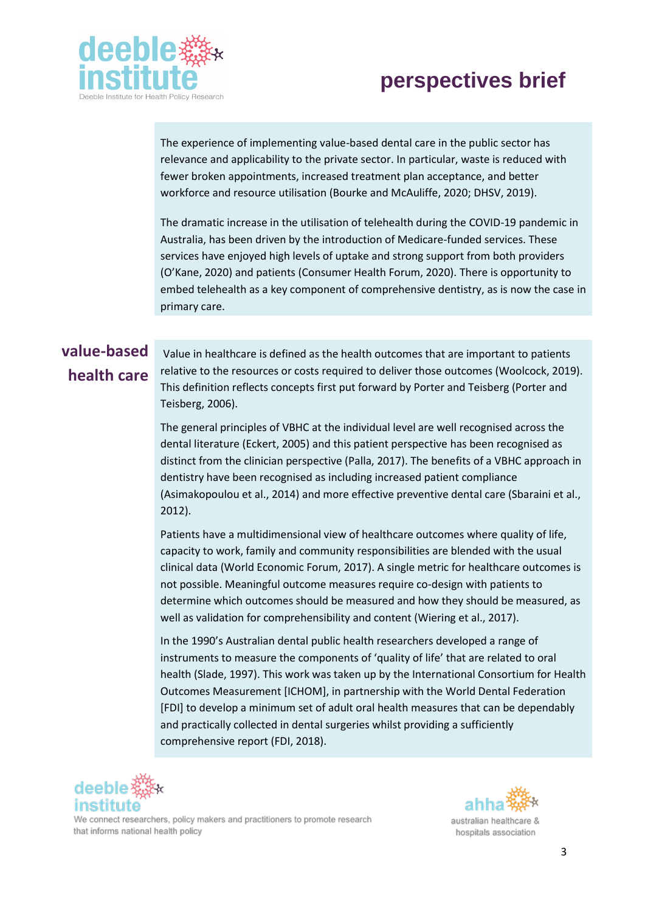The experience of implementing value-based dental care in the public sector has relevance and applicability to the private sector. In particular, waste is reduced with fewer broken appointments, increased treatment plan acceptance, and better workforce and resource utilisation (Bourke and McAuliffe, 2020; DHSV, 2019).

The dramatic increase in the utilisation of telehealth during the COVID-19 pandemic in Australia, has been driven by the introduction of Medicare-funded services. These services have enjoyed high levels of uptake and strong support from both providers (O'Kane, 2020) and patients (Consumer Health Forum, 2020). There is opportunity to embed telehealth as a key component of comprehensive dentistry, as is now the case in primary care.

## value-based health care

Value in healthcare is defined as the health outcomes that are important to patients relative to the resources or costs required to deliver those outcomes (Woolcock, 2019). This definition reflects concepts first put forward by Porter and Teisberg (Porter and Teisberg, 2006).

The general principles of VBHC at the individual level are well recognised across the dental literature (Eckert, 2005) and this patient perspective has been recognised as distinct from the clinician perspective (Palla, 2017). The benefits of a VBHC approach in dentistry have been recognised as including increased patient compliance (Asimakopoulou et al., 2014) and more effective preventive dental care (Sbaraini et al., 2012).

Patients have a multidimensional view of healthcare outcomes where quality of life, capacity to work, family and community responsibilities are blended with the usual clinical data (World Economic Forum, 2017). A single metric for healthcare outcomes is not possible. Meaningful outcome measures require co-design with patients to determine which outcomes should be measured and how they should be measured, as well as validation for comprehensibility and content (Wiering et al., 2017).

In the 1990's Australian dental public health researchers developed a range of instruments to measure the components of 'quality of life' that are related to oral health (Slade, 1997). This work was taken up by the International Consortium for Health Outcomes Measurement [ICHOM], in partnership with the World Dental Federation [FDI] to develop a minimum set of adult oral health measures that can be dependably and practically collected in dental surgeries whilst providing a sufficiently comprehensive report (FDI, 2018).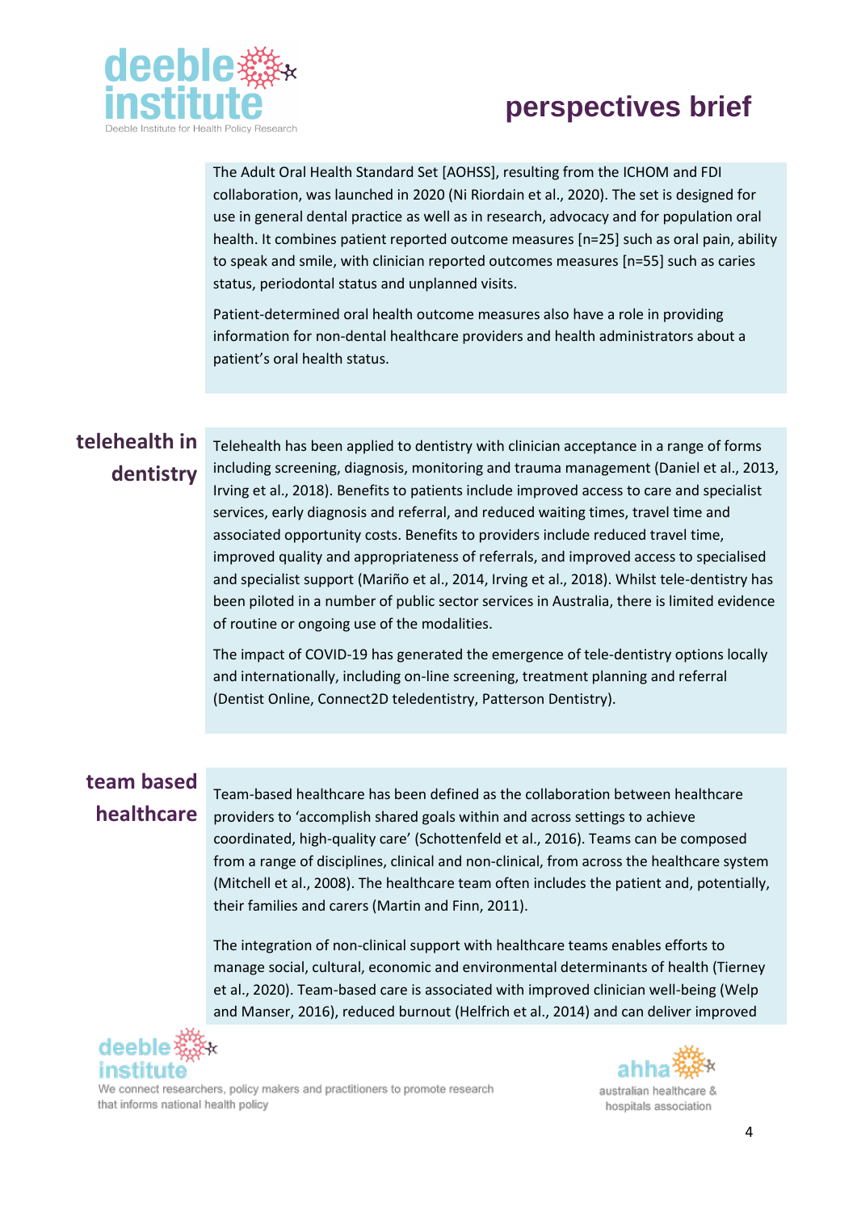The Adult Oral Health Standard Set [AOHSS], resulting from the ICHOM and FDI collaboration, was launched in 2020 (Ni Riordain et al., 2020). The set is designed for use in general dental practice as well as in research, advocacy and for population oral health. It combines patient reported outcome measures [n=25] such as oral pain, ability to speak and smile, with clinician reported outcomes measures [n=55] such as caries status, periodontal status and unplanned visits.

Patient-determined oral health outcome measures also have a role in providing information for non-dental healthcare providers and health administrators about a patient's oral health status.

## telehealth in dentistry

Telehealth has been applied to dentistry with clinician acceptance in a range of forms including screening, diagnosis, monitoring and trauma management (Daniel et al., 2013, Irving et al., 2018). Benefits to patients include improved access to care and specialist services, early diagnosis and referral, and reduced waiting times, travel time and associated opportunity costs. Benefits to providers include reduced travel time, improved quality and appropriateness of referrals, and improved access to specialised and specialist support (Mariño et al., 2014, Irving et al., 2018). Whilst tele-dentistry has been piloted in a number of public sector services in Australia, there is limited evidence of routine or ongoing use of the modalities.

The impact of COVID-19 has generated the emergence of tele-dentistry options locally and internationally, including on-line screening, treatment planning and referral (Dentist Online, Connect2D teledentistry, Patterson Dentistry).

## team based healthcare

Team-based healthcare has been defined as the collaboration between healthcare providers to 'accomplish shared goals within and across settings to achieve coordinated, high-quality care' (Schottenfeld et al., 2016). Teams can be composed from a range of disciplines, clinical and non-clinical, from across the healthcare system (Mitchell et al., 2008). The healthcare team often includes the patient and, potentially, their families and carers (Martin and Finn, 2011).

The integration of non-clinical support with healthcare teams enables efforts to manage social, cultural, economic and environmental determinants of health (Tierney et al., 2020). Team-based care is associated with improved clinician well-being (Welp and Manser, 2016), reduced burnout (Helfrich et al., 2014) and can deliver improved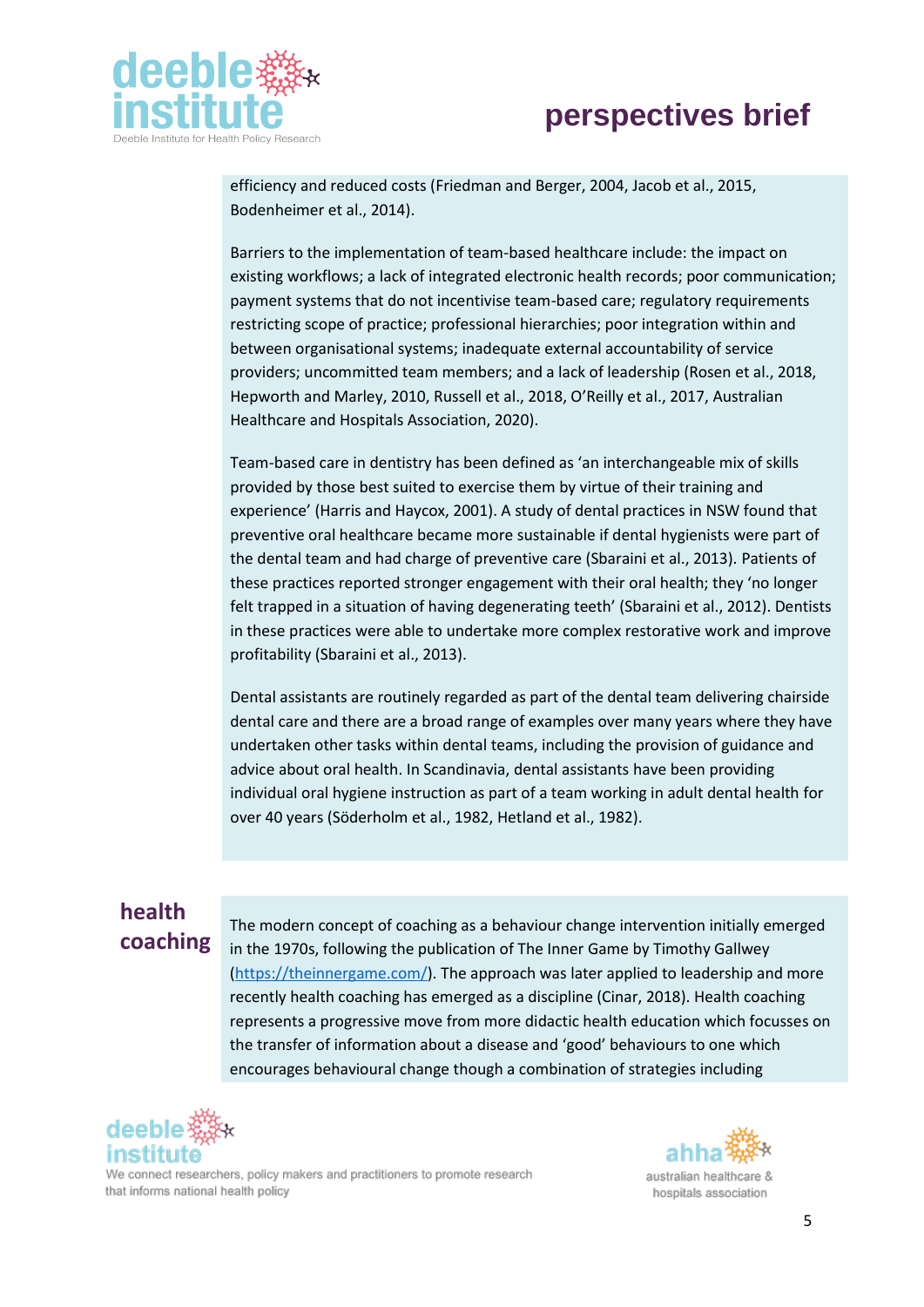efficiency and reduced costs (Friedman and Berger, 2004, Jacob et al., 2015, Bodenheimer et al., 2014).

Barriers to the implementation of team-based healthcare include: the impact on existing workflows; a lack of integrated electronic health records; poor communication; payment systems that do not incentivise team-based care; regulatory requirements restricting scope of practice; professional hierarchies; poor integration within and between organisational systems; inadequate external accountability of service providers; uncommitted team members; and a lack of leadership (Rosen et al., 2018, Hepworth and Marley, 2010, Russell et al., 2018, O'Reilly et al., 2017, Australian Healthcare and Hospitals Association, 2020).

Team-based care in dentistry has been defined as 'an interchangeable mix of skills provided by those best suited to exercise them by virtue of their training and experience' (Harris and Haycox, 2001). A study of dental practices in NSW found that preventive oral healthcare became more sustainable if dental hygienists were part of the dental team and had charge of preventive care (Sbaraini et al., 2013). Patients of these practices reported stronger engagement with their oral health; they 'no longer felt trapped in a situation of having degenerating teeth' (Sbaraini et al., 2012). Dentists in these practices were able to undertake more complex restorative work and improve profitability (Sbaraini et al., 2013).

Dental assistants are routinely regarded as part of the dental team delivering chairside dental care and there are a broad range of examples over many years where they have undertaken other tasks within dental teams, including the provision of guidance and advice about oral health. In Scandinavia, dental assistants have been providing individual oral hygiene instruction as part of a team working in adult dental health for over 40 years (Söderholm et al., 1982, Hetland et al., 1982).

## health coaching

The modern concept of coaching as a behaviour change intervention initially emerged in the 1970s, following the publication of The Inner Game by Timothy Gallwey (https://theinnergame.com/). The approach was later applied to leadership and more recently health coaching has emerged as a discipline (Cinar, 2018). Health coaching represents a progressive move from more didactic health education which focusses on the transfer of information about a disease and 'good' behaviours to one which encourages behavioural change though a combination of strategies including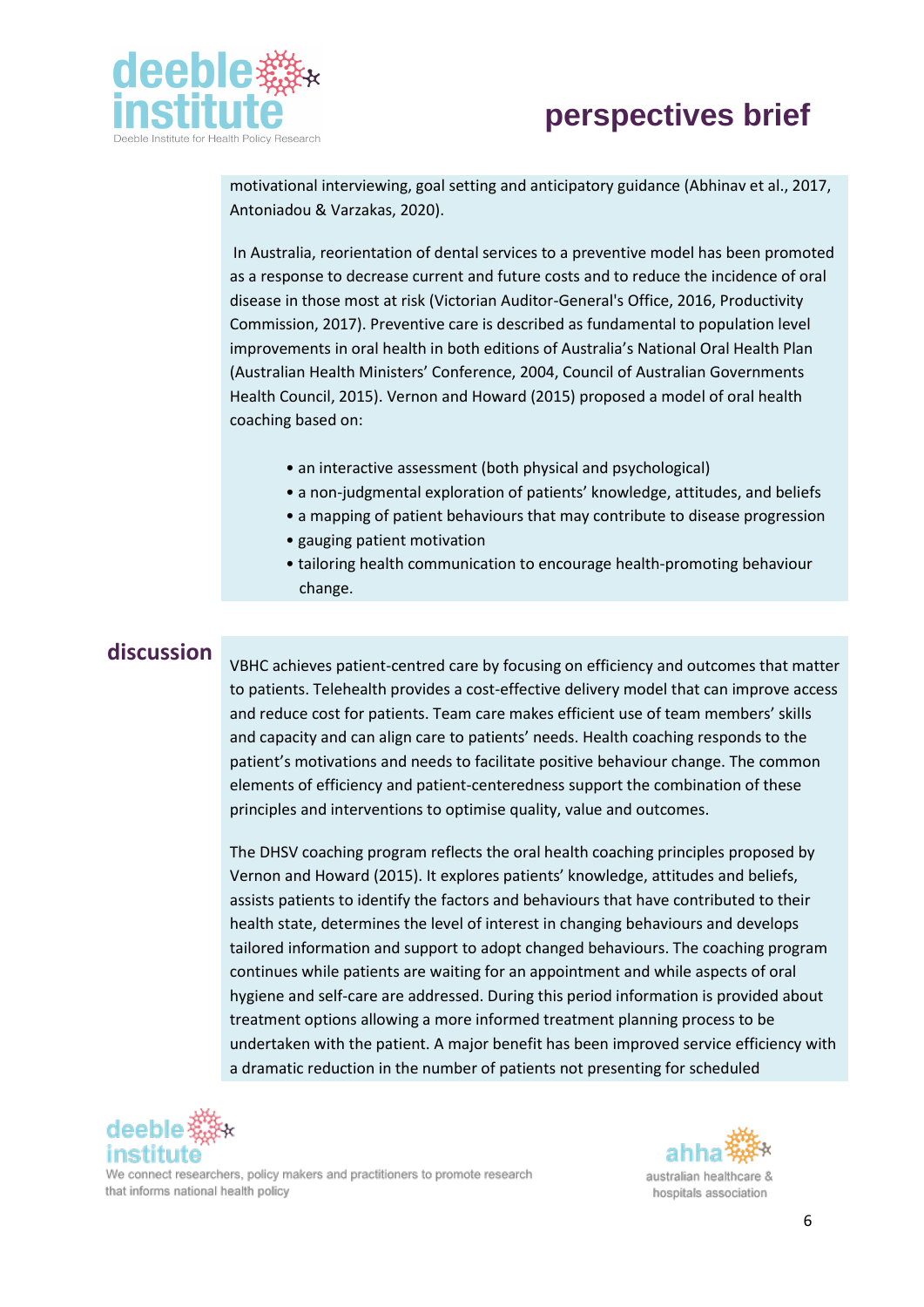motivational interviewing, goal setting and anticipatory guidance (Abhinav et al., 2017, Antoniadou & Varzakas, 2020).

In Australia, reorientation of dental services to a preventive model has been promoted as a response to decrease current and future costs and to reduce the incidence of oral disease in those most at risk (Victorian Auditor-General's Office, 2016, Productivity Commission, 2017). Preventive care is described as fundamental to population level improvements in oral health in both editions of Australia's National Oral Health Plan (Australian Health Ministers' Conference, 2004, Council of Australian Governments Health Council, 2015). Vernon and Howard (2015) proposed a model of oral health coaching based on:

- an interactive assessment (both physical and psychological)
- a non-judgmental exploration of patients' knowledge, attitudes, and beliefs
- a mapping of patient behaviours that may contribute to disease progression
- gauging patient motivation
- tailoring health communication to encourage health-promoting behaviour change.

## discussion

VBHC achieves patient-centred care by focusing on efficiency and outcomes that matter to patients. Telehealth provides a cost-effective delivery model that can improve access and reduce cost for patients. Team care makes efficient use of team members' skills and capacity and can align care to patients' needs. Health coaching responds to the patient's motivations and needs to facilitate positive behaviour change. The common elements of efficiency and patient-centeredness support the combination of these principles and interventions to optimise quality, value and outcomes.

The DHSV coaching program reflects the oral health coaching principles proposed by Vernon and Howard (2015). It explores patients' knowledge, attitudes and beliefs, assists patients to identify the factors and behaviours that have contributed to their health state, determines the level of interest in changing behaviours and develops tailored information and support to adopt changed behaviours. The coaching program continues while patients are waiting for an appointment and while aspects of oral hygiene and self-care are addressed. During this period information is provided about treatment options allowing a more informed treatment planning process to be undertaken with the patient. A major benefit has been improved service efficiency with a dramatic reduction in the number of patients not presenting for scheduled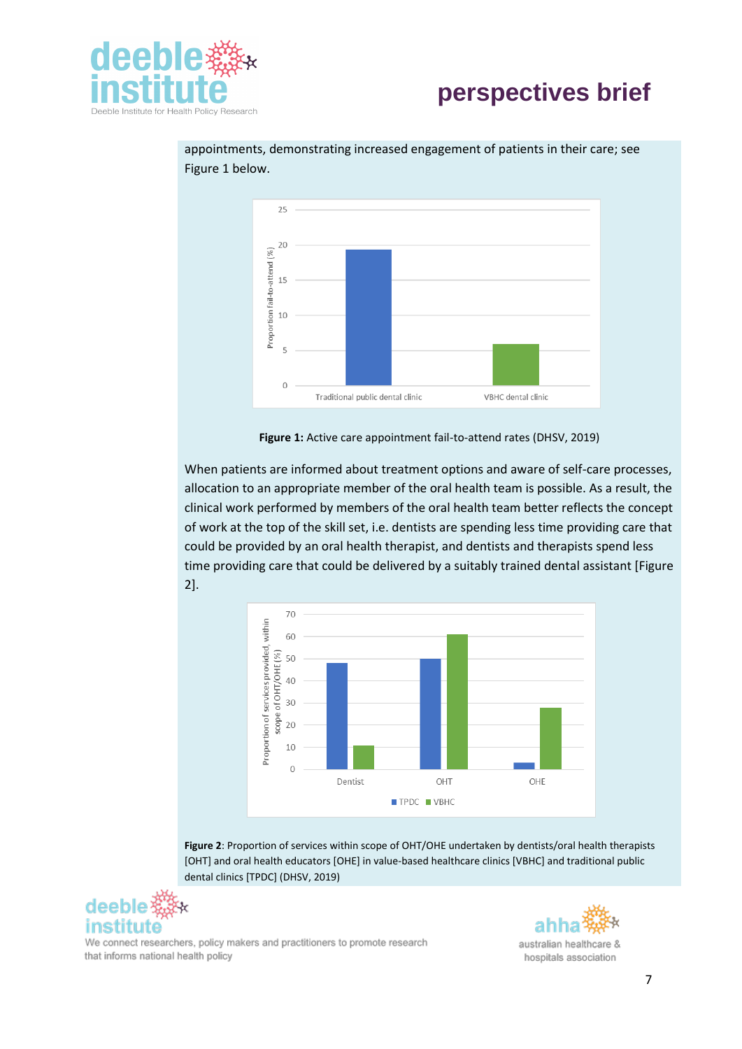appointments, demonstrating increased engagement of patients in their care; see Figure 1 below.

**Figure 1:** Active care appointment fail-to-attend rates (DHSV, 2019)

When patients are informed about treatment options and aware of self-care processes, allocation to an appropriate member of the oral health team is possible. As a result, the clinical work performed by members of the oral health team better reflects the concept of work at the top of the skill set, i.e. dentists are spending less time providing care that could be provided by an oral health therapist, and dentists and therapists spend less time providing care that could be delivered by a suitably trained dental assistant [Figure 2].

**Figure 2**: Proportion of services within scope of OHT/OHE undertaken by dentists/oral health therapists [OHT] and oral health educators [OHE] in value-based healthcare clinics [VBHC] and traditional public dental clinics [TPDC] (DHSV, 2019)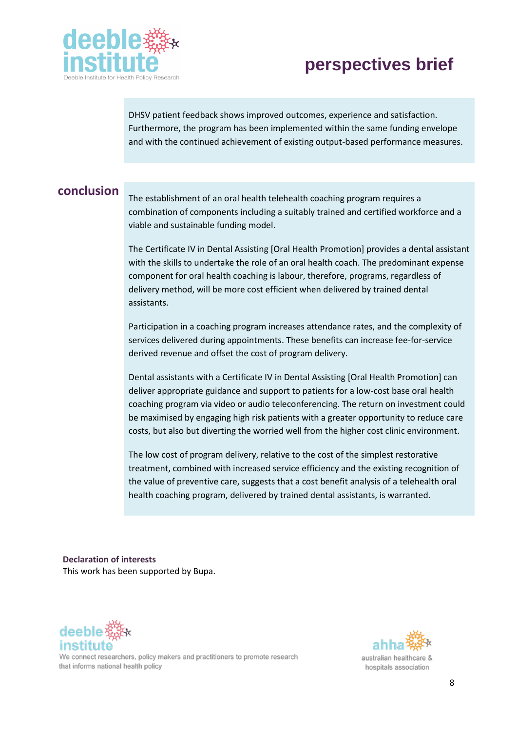DHSV patient feedback shows improved outcomes, experience and satisfaction. Furthermore, the program has been implemented within the same funding envelope and with the continued achievement of existing output-based performance measures.

## conclusion

The establishment of an oral health telehealth coaching program requires a combination of components including a suitably trained and certified workforce and a viable and sustainable funding model.

The Certificate IV in Dental Assisting [Oral Health Promotion] provides a dental assistant with the skills to undertake the role of an oral health coach. The predominant expense component for oral health coaching is labour, therefore, programs, regardless of delivery method, will be more cost efficient when delivered by trained dental assistants.

Participation in a coaching program increases attendance rates, and the complexity of services delivered during appointments. These benefits can increase fee-for-service derived revenue and offset the cost of program delivery.

Dental assistants with a Certificate IV in Dental Assisting [Oral Health Promotion] can deliver appropriate guidance and support to patients for a low-cost base oral health coaching program via video or audio teleconferencing. The return on investment could be maximised by engaging high risk patients with a greater opportunity to reduce care costs, but also but diverting the worried well from the higher cost clinic environment.

The low cost of program delivery, relative to the cost of the simplest restorative treatment, combined with increased service efficiency and the existing recognition of the value of preventive care, suggests that a cost benefit analysis of a telehealth oral health coaching program, delivered by trained dental assistants, is warranted.

**Declaration of interests**
This work has been supported by Bupa.

We connect researchers, policy makers and practitioners to promote research that informs national health policy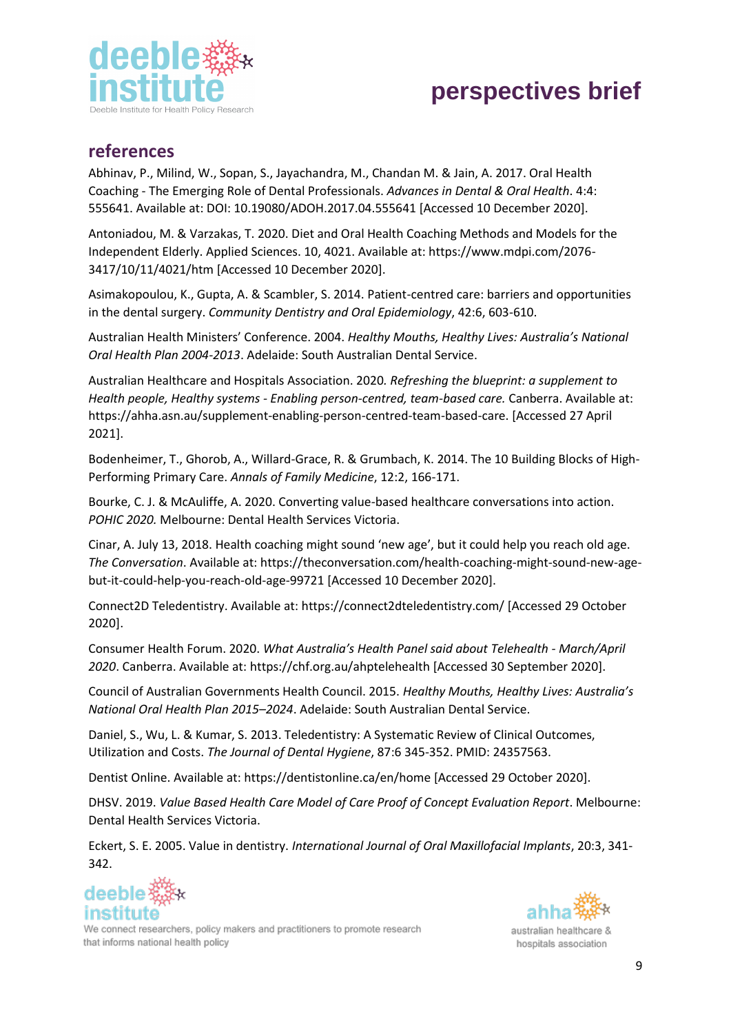## references

Abhinav, P., Milind, W., Sopan, S., Jayachandra, M., Chandan M. & Jain, A. 2017. Oral Health Coaching - The Emerging Role of Dental Professionals. *Advances in Dental & Oral Health*. 4:4: 555641. Available at: DOI: 10.19080/ADOH.2017.04.555641 [Accessed 10 December 2020].

Antoniadou, M. & Varzakas, T. 2020. Diet and Oral Health Coaching Methods and Models for the Independent Elderly. Applied Sciences. 10, 4021. Available at: https://www.mdpi.com/2076-3417/10/11/4021/htm [Accessed 10 December 2020].

Asimakopoulou, K., Gupta, A. & Scambler, S. 2014. Patient-centred care: barriers and opportunities in the dental surgery. *Community Dentistry and Oral Epidemiology*, 42:6, 603-610.

Australian Health Ministers' Conference. 2004. *Healthy Mouths, Healthy Lives: Australia's National Oral Health Plan 2004-2013*. Adelaide: South Australian Dental Service.

Australian Healthcare and Hospitals Association. 2020*. Refreshing the blueprint: a supplement to Health people, Healthy systems - Enabling person-centred, team-based care.* Canberra. Available at: https://ahha.asn.au/supplement-enabling-person-centred-team-based-care. [Accessed 27 April 2021].

Bodenheimer, T., Ghorob, A., Willard-Grace, R. & Grumbach, K. 2014. The 10 Building Blocks of High-Performing Primary Care. *Annals of Family Medicine*, 12:2, 166-171.

Bourke, C. J. & McAuliffe, A. 2020. Converting value-based healthcare conversations into action. *POHIC 2020.* Melbourne: Dental Health Services Victoria.

Cinar, A. July 13, 2018. Health coaching might sound 'new age', but it could help you reach old age. *The Conversation*. Available at: https://theconversation.com/health-coaching-might-sound-new-age-but-it-could-help-you-reach-old-age-99721 [Accessed 10 December 2020].

Connect2D Teledentistry. Available at: https://connect2dteledentistry.com/ [Accessed 29 October 2020].

Consumer Health Forum. 2020. *What Australia's Health Panel said about Telehealth - March/April 2020*. Canberra. Available at: https://chf.org.au/ahptelehealth [Accessed 30 September 2020].

Council of Australian Governments Health Council. 2015. *Healthy Mouths, Healthy Lives: Australia's National Oral Health Plan 2015–2024*. Adelaide: South Australian Dental Service.

Daniel, S., Wu, L. & Kumar, S. 2013. Teledentistry: A Systematic Review of Clinical Outcomes, Utilization and Costs. *The Journal of Dental Hygiene*, 87:6 345-352. PMID: 24357563.

Dentist Online. Available at: https://dentistonline.ca/en/home [Accessed 29 October 2020].

DHSV. 2019. *Value Based Health Care Model of Care Proof of Concept Evaluation Report*. Melbourne: Dental Health Services Victoria.

Eckert, S. E. 2005. Value in dentistry. *International Journal of Oral Maxillofacial Implants*, 20:3, 341-342.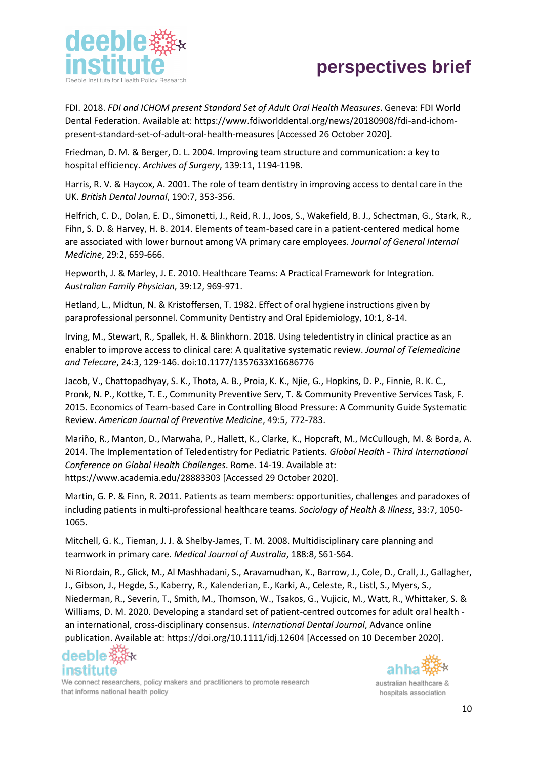FDI. 2018. *FDI and ICHOM present Standard Set of Adult Oral Health Measures*. Geneva: FDI World Dental Federation. Available at: https://www.fdiworlddental.org/news/20180908/fdi-and-ichom-present-standard-set-of-adult-oral-health-measures [Accessed 26 October 2020].

Friedman, D. M. & Berger, D. L. 2004. Improving team structure and communication: a key to hospital efficiency. *Archives of Surgery*, 139:11, 1194-1198.

Harris, R. V. & Haycox, A. 2001. The role of team dentistry in improving access to dental care in the UK. *British Dental Journal*, 190:7, 353-356.

Helfrich, C. D., Dolan, E. D., Simonetti, J., Reid, R. J., Joos, S., Wakefield, B. J., Schectman, G., Stark, R., Fihn, S. D. & Harvey, H. B. 2014. Elements of team-based care in a patient-centered medical home are associated with lower burnout among VA primary care employees. *Journal of General Internal Medicine*, 29:2, 659-666.

Hepworth, J. & Marley, J. E. 2010. Healthcare Teams: A Practical Framework for Integration. *Australian Family Physician*, 39:12, 969-971.

Hetland, L., Midtun, N. & Kristoffersen, T. 1982. Effect of oral hygiene instructions given by paraprofessional personnel. Community Dentistry and Oral Epidemiology, 10:1, 8-14.

Irving, M., Stewart, R., Spallek, H. & Blinkhorn. 2018. Using teledentistry in clinical practice as an enabler to improve access to clinical care: A qualitative systematic review. *Journal of Telemedicine and Telecare*, 24:3, 129-146. doi:10.1177/1357633X16686776

Jacob, V., Chattopadhyay, S. K., Thota, A. B., Proia, K. K., Njie, G., Hopkins, D. P., Finnie, R. K. C., Pronk, N. P., Kottke, T. E., Community Preventive Serv, T. & Community Preventive Services Task, F. 2015. Economics of Team-based Care in Controlling Blood Pressure: A Community Guide Systematic Review. *American Journal of Preventive Medicine*, 49:5, 772-783.

Mariño, R., Manton, D., Marwaha, P., Hallett, K., Clarke, K., Hopcraft, M., McCullough, M. & Borda, A. 2014. The Implementation of Teledentistry for Pediatric Patients*. Global Health - Third International Conference on Global Health Challenges*. Rome. 14-19. Available at: https://www.academia.edu/28883303 [Accessed 29 October 2020].

Martin, G. P. & Finn, R. 2011. Patients as team members: opportunities, challenges and paradoxes of including patients in multi-professional healthcare teams. *Sociology of Health & Illness*, 33:7, 1050-1065.

Mitchell, G. K., Tieman, J. J. & Shelby-James, T. M. 2008. Multidisciplinary care planning and teamwork in primary care. *Medical Journal of Australia*, 188:8, S61-S64.

Ni Riordain, R., Glick, M., Al Mashhadani, S., Aravamudhan, K., Barrow, J., Cole, D., Crall, J., Gallagher, J., Gibson, J., Hegde, S., Kaberry, R., Kalenderian, E., Karki, A., Celeste, R., Listl, S., Myers, S., Niederman, R., Severin, T., Smith, M., Thomson, W., Tsakos, G., Vujicic, M., Watt, R., Whittaker, S. & Williams, D. M. 2020. Developing a standard set of patient-centred outcomes for adult oral health - an international, cross-disciplinary consensus. *International Dental Journal*, Advance online publication. Available at: https://doi.org/10.1111/idj.12604 [Accessed on 10 December 2020].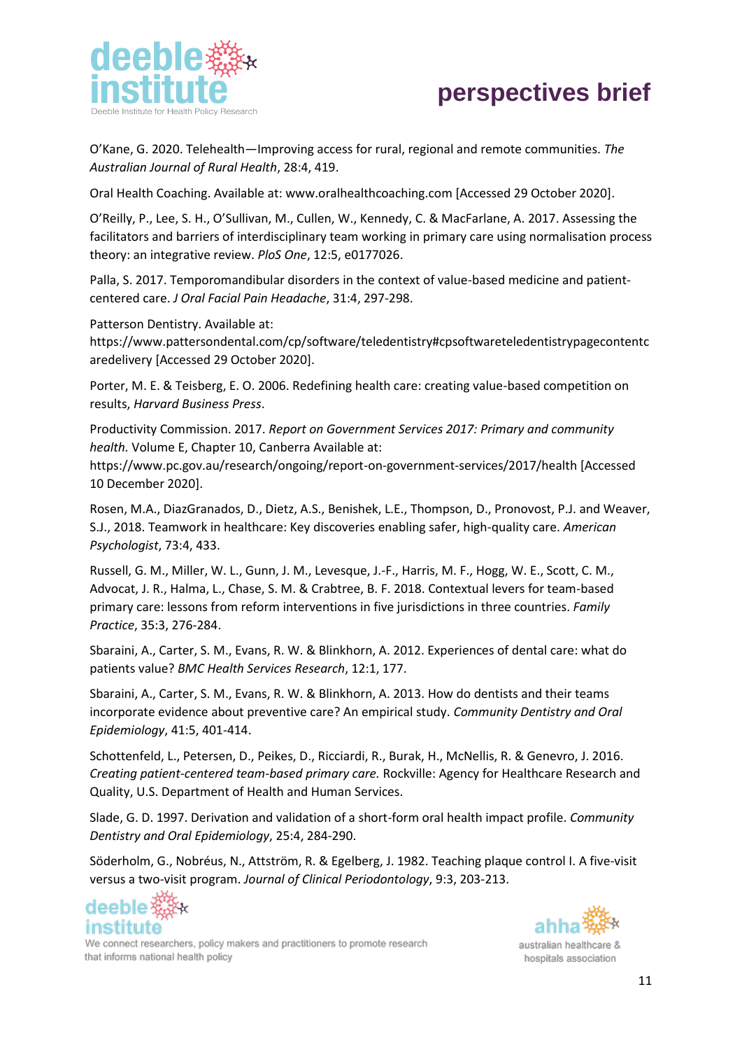O'Kane, G. 2020. Telehealth—Improving access for rural, regional and remote communities. *The Australian Journal of Rural Health*, 28:4, 419.

Oral Health Coaching. Available at: www.oralhealthcoaching.com [Accessed 29 October 2020].

O'Reilly, P., Lee, S. H., O'Sullivan, M., Cullen, W., Kennedy, C. & MacFarlane, A. 2017. Assessing the facilitators and barriers of interdisciplinary team working in primary care using normalisation process theory: an integrative review. *PloS One*, 12:5, e0177026.

Palla, S. 2017. Temporomandibular disorders in the context of value-based medicine and patient-centered care. *J Oral Facial Pain Headache*, 31:4, 297-298.

Patterson Dentistry. Available at: https://www.pattersondental.com/cp/software/teledentistry#cpsoftwareteledentistrypagecontentcaredelivery [Accessed 29 October 2020].

Porter, M. E. & Teisberg, E. O. 2006. Redefining health care: creating value-based competition on results, *Harvard Business Press*.

Productivity Commission. 2017. *Report on Government Services 2017: Primary and community health.* Volume E, Chapter 10, Canberra Available at: https://www.pc.gov.au/research/ongoing/report-on-government-services/2017/health [Accessed 10 December 2020].

Rosen, M.A., DiazGranados, D., Dietz, A.S., Benishek, L.E., Thompson, D., Pronovost, P.J. and Weaver, S.J., 2018. Teamwork in healthcare: Key discoveries enabling safer, high-quality care. *American Psychologist*, 73:4, 433.

Russell, G. M., Miller, W. L., Gunn, J. M., Levesque, J.-F., Harris, M. F., Hogg, W. E., Scott, C. M., Advocat, J. R., Halma, L., Chase, S. M. & Crabtree, B. F. 2018. Contextual levers for team-based primary care: lessons from reform interventions in five jurisdictions in three countries. *Family Practice*, 35:3, 276-284.

Sbaraini, A., Carter, S. M., Evans, R. W. & Blinkhorn, A. 2012. Experiences of dental care: what do patients value? *BMC Health Services Research*, 12:1, 177.

Sbaraini, A., Carter, S. M., Evans, R. W. & Blinkhorn, A. 2013. How do dentists and their teams incorporate evidence about preventive care? An empirical study. *Community Dentistry and Oral Epidemiology*, 41:5, 401-414.

Schottenfeld, L., Petersen, D., Peikes, D., Ricciardi, R., Burak, H., McNellis, R. & Genevro, J. 2016. *Creating patient-centered team-based primary care.* Rockville: Agency for Healthcare Research and Quality, U.S. Department of Health and Human Services.

Slade, G. D. 1997. Derivation and validation of a short-form oral health impact profile. *Community Dentistry and Oral Epidemiology*, 25:4, 284-290.

Söderholm, G., Nobréus, N., Attström, R. & Egelberg, J. 1982. Teaching plaque control I. A five-visit versus a two-visit program. *Journal of Clinical Periodontology*, 9:3, 203-213.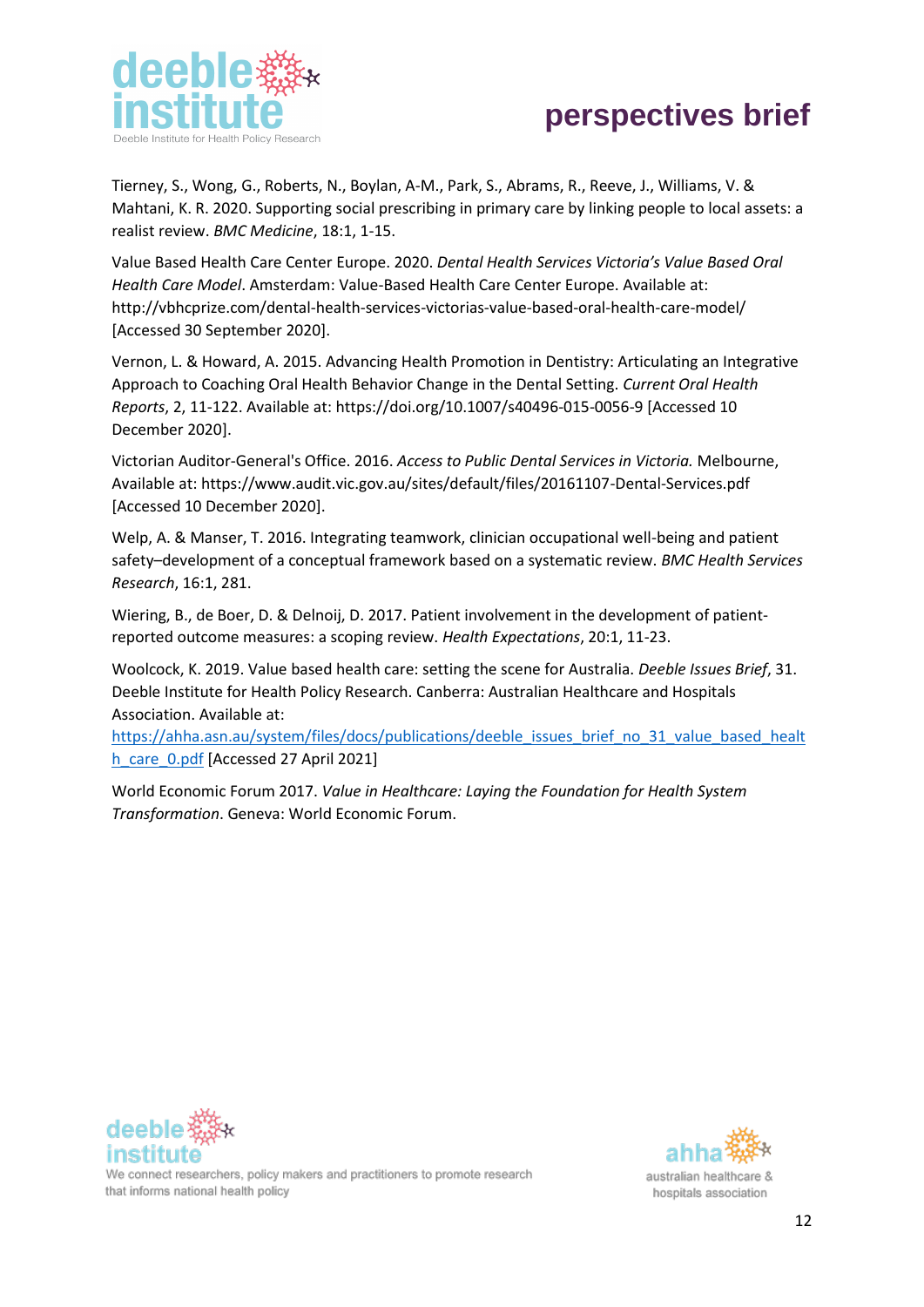Tierney, S., Wong, G., Roberts, N., Boylan, A-M., Park, S., Abrams, R., Reeve, J., Williams, V. & Mahtani, K. R. 2020. Supporting social prescribing in primary care by linking people to local assets: a realist review. *BMC Medicine*, 18:1, 1-15.

Value Based Health Care Center Europe. 2020. *Dental Health Services Victoria's Value Based Oral Health Care Model*. Amsterdam: Value-Based Health Care Center Europe. Available at: http://vbhcprize.com/dental-health-services-victorias-value-based-oral-health-care-model/ [Accessed 30 September 2020].

Vernon, L. & Howard, A. 2015. Advancing Health Promotion in Dentistry: Articulating an Integrative Approach to Coaching Oral Health Behavior Change in the Dental Setting. *Current Oral Health Reports*, 2, 11-122. Available at: https://doi.org/10.1007/s40496-015-0056-9 [Accessed 10 December 2020].

Victorian Auditor-General's Office. 2016. *Access to Public Dental Services in Victoria.* Melbourne, Available at: https://www.audit.vic.gov.au/sites/default/files/20161107-Dental-Services.pdf [Accessed 10 December 2020].

Welp, A. & Manser, T. 2016. Integrating teamwork, clinician occupational well-being and patient safety–development of a conceptual framework based on a systematic review. *BMC Health Services Research*, 16:1, 281.

Wiering, B., de Boer, D. & Delnoij, D. 2017. Patient involvement in the development of patient-reported outcome measures: a scoping review. *Health Expectations*, 20:1, 11-23.

Woolcock, K. 2019. Value based health care: setting the scene for Australia. *Deeble Issues Brief*, 31. Deeble Institute for Health Policy Research. Canberra: Australian Healthcare and Hospitals Association. Available at: [https://ahha.asn.au/system/files/docs/publications/deeble_issues_brief_no_31_value_based_health_care_0.pdf](https://ahha.asn.au/system/files/docs/publications/deeble_issues_brief_no_31_value_based_health_care_0.pdf) [Accessed 27 April 2021]

World Economic Forum 2017. *Value in Healthcare: Laying the Foundation for Health System Transformation*. Geneva: World Economic Forum.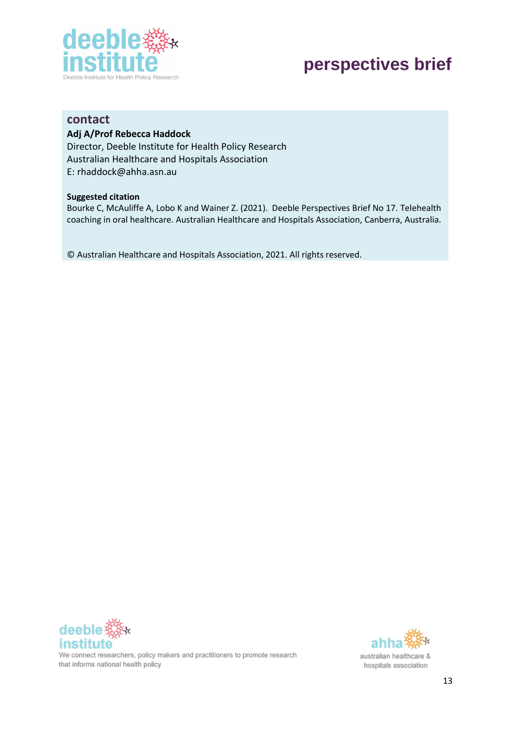# contact

**Adj A/Prof Rebecca Haddock**
Director, Deeble Institute for Health Policy Research
Australian Healthcare and Hospitals Association
E: rhaddock@ahha.asn.au

**Suggested citation**
Bourke C, McAuliffe A, Lobo K and Wainer Z. (2021). Deeble Perspectives Brief No 17. Telehealth coaching in oral healthcare. Australian Healthcare and Hospitals Association, Canberra, Australia.

© Australian Healthcare and Hospitals Association, 2021. All rights reserved.

We connect researchers, policy makers and practitioners to promote research that informs national health policy